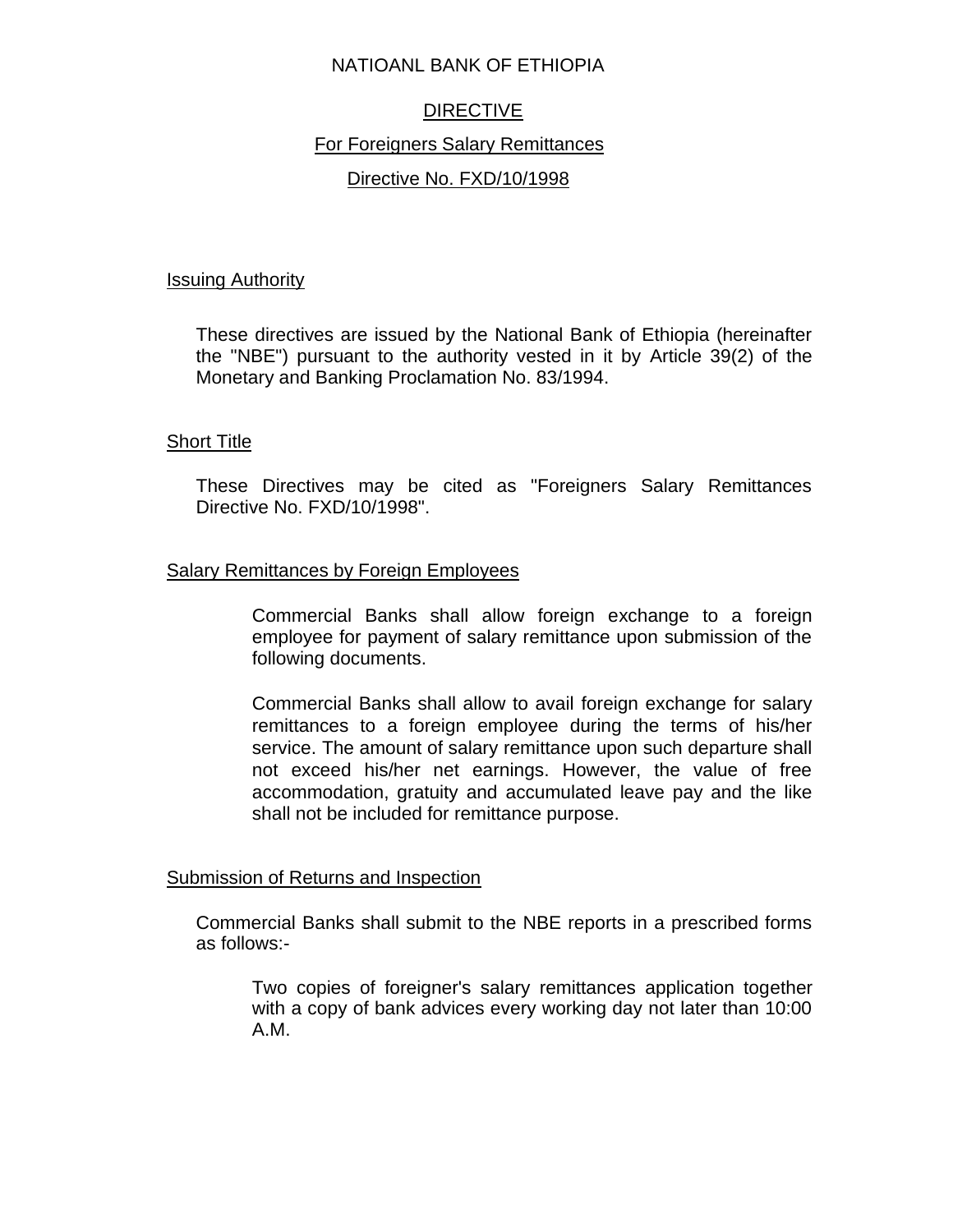NATIOANL BANK OF ETHIOPIA

# DIRECTIVE

## For Foreigners Salary Remittances

## Directive No. FXD/10/1998

### Issuing Authority

These directives are issued by the National Bank of Ethiopia (hereinafter the "NBE") pursuant to the authority vested in it by Article 39(2) of the Monetary and Banking Proclamation No. 83/1994.

### Short Title

These Directives may be cited as "Foreigners Salary Remittances Directive No. FXD/10/1998".

### Salary Remittances by Foreign Employees

Commercial Banks shall allow foreign exchange to a foreign employee for payment of salary remittance upon submission of the following documents.

Commercial Banks shall allow to avail foreign exchange for salary remittances to a foreign employee during the terms of his/her service. The amount of salary remittance upon such departure shall not exceed his/her net earnings. However, the value of free accommodation, gratuity and accumulated leave pay and the like shall not be included for remittance purpose.

### Submission of Returns and Inspection

Commercial Banks shall submit to the NBE reports in a prescribed forms as follows:-

Two copies of foreigner's salary remittances application together with a copy of bank advices every working day not later than 10:00 A.M.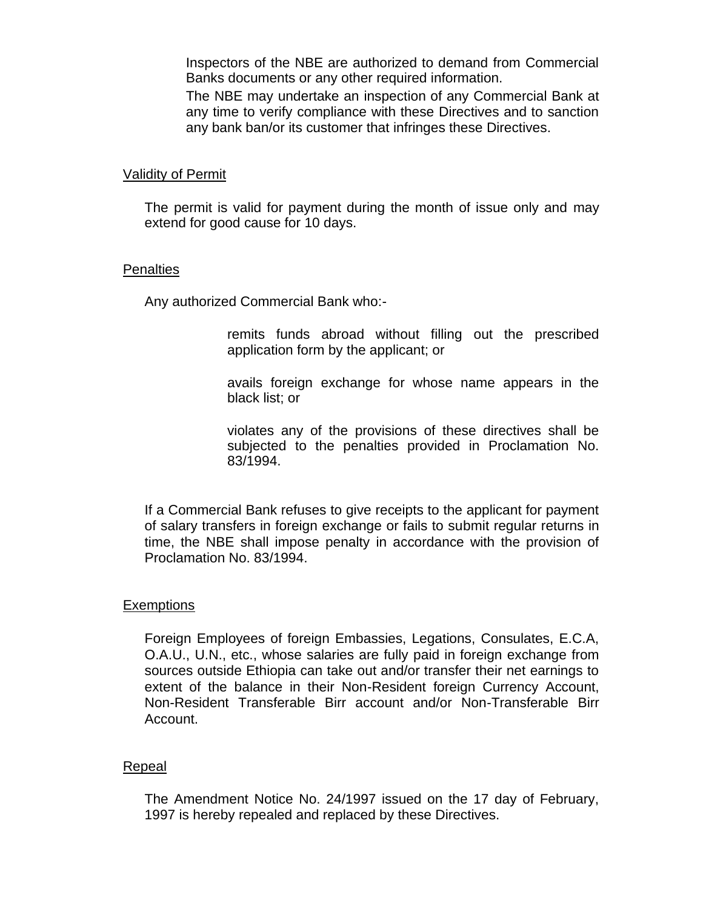Inspectors of the NBE are authorized to demand from Commercial Banks documents or any other required information.

The NBE may undertake an inspection of any Commercial Bank at any time to verify compliance with these Directives and to sanction any bank ban/or its customer that infringes these Directives.

## Validity of Permit

The permit is valid for payment during the month of issue only and may extend for good cause for 10 days.

## Penalties

Any authorized Commercial Bank who:-

remits funds abroad without filling out the prescribed application form by the applicant; or

avails foreign exchange for whose name appears in the black list; or

violates any of the provisions of these directives shall be subjected to the penalties provided in Proclamation No. 83/1994.

If a Commercial Bank refuses to give receipts to the applicant for payment of salary transfers in foreign exchange or fails to submit regular returns in time, the NBE shall impose penalty in accordance with the provision of Proclamation No. 83/1994.

## Exemptions

Foreign Employees of foreign Embassies, Legations, Consulates, E.C.A, O.A.U., U.N., etc., whose salaries are fully paid in foreign exchange from sources outside Ethiopia can take out and/or transfer their net earnings to extent of the balance in their Non-Resident foreign Currency Account, Non-Resident Transferable Birr account and/or Non-Transferable Birr Account.

## Repeal

The Amendment Notice No. 24/1997 issued on the 17 day of February, 1997 is hereby repealed and replaced by these Directives.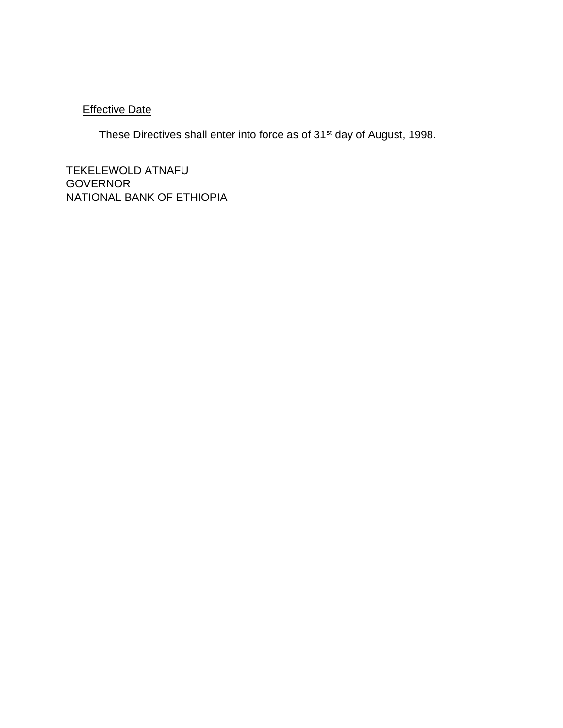<u>Effective Date</u>

These Directives shall enter into force as of 31st day of August, 1998.

TEKELEWOLD ATNAFU
GOVERNOR
NATIONAL BANK OF ETHIOPIA